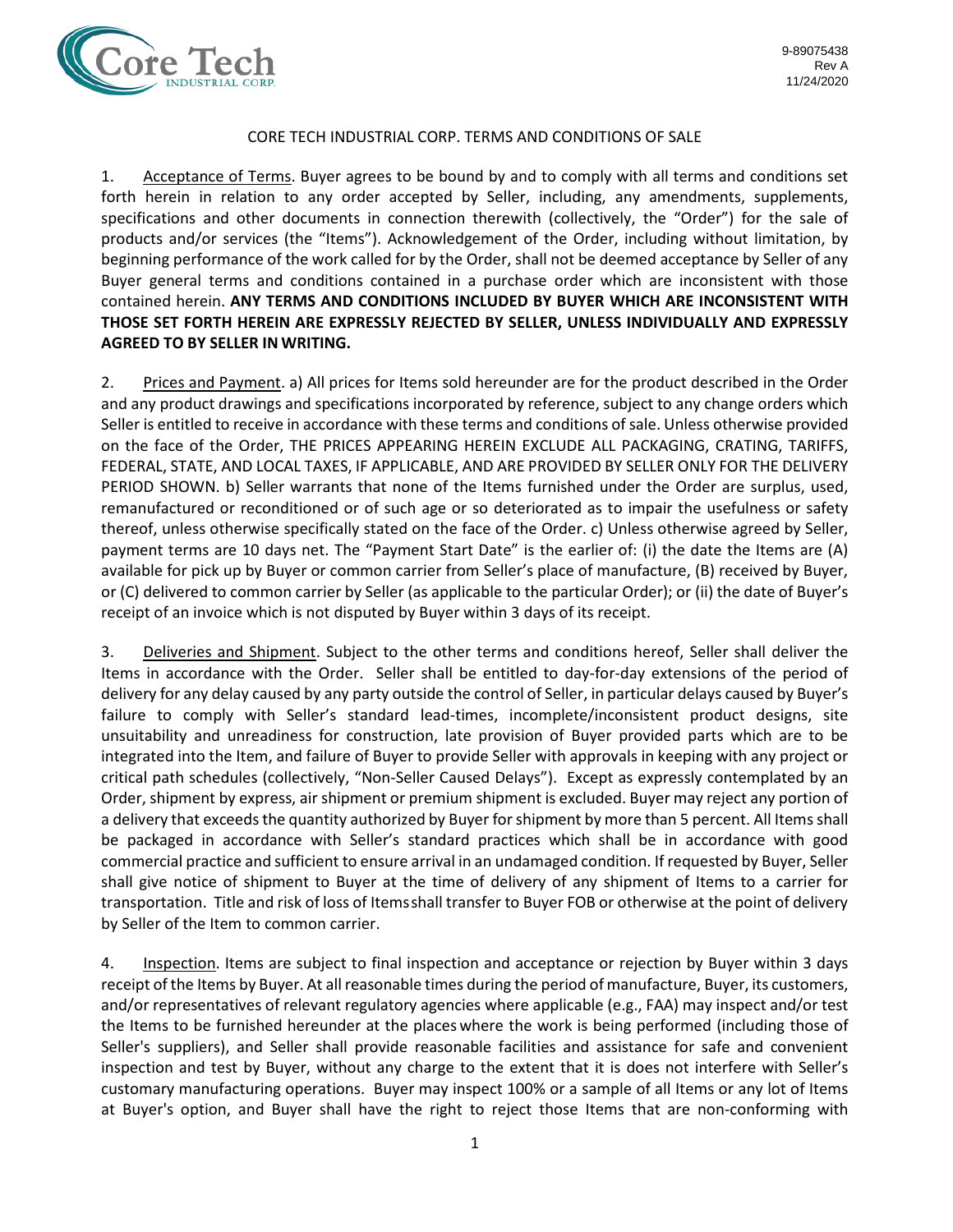9-89075438
Rev A
11/24/2020

# CORE TECH INDUSTRIAL CORP. TERMS AND CONDITIONS OF SALE

1. Acceptance of Terms. Buyer agrees to be bound by and to comply with all terms and conditions set forth herein in relation to any order accepted by Seller, including, any amendments, supplements, specifications and other documents in connection therewith (collectively, the "Order") for the sale of products and/or services (the "Items"). Acknowledgement of the Order, including without limitation, by beginning performance of the work called for by the Order, shall not be deemed acceptance by Seller of any Buyer general terms and conditions contained in a purchase order which are inconsistent with those contained herein. **ANY TERMS AND CONDITIONS INCLUDED BY BUYER WHICH ARE INCONSISTENT WITH THOSE SET FORTH HEREIN ARE EXPRESSLY REJECTED BY SELLER, UNLESS INDIVIDUALLY AND EXPRESSLY AGREED TO BY SELLER IN WRITING.**

2. Prices and Payment. a) All prices for Items sold hereunder are for the product described in the Order and any product drawings and specifications incorporated by reference, subject to any change orders which Seller is entitled to receive in accordance with these terms and conditions of sale. Unless otherwise provided on the face of the Order, THE PRICES APPEARING HEREIN EXCLUDE ALL PACKAGING, CRATING, TARIFFS, FEDERAL, STATE, AND LOCAL TAXES, IF APPLICABLE, AND ARE PROVIDED BY SELLER ONLY FOR THE DELIVERY PERIOD SHOWN. b) Seller warrants that none of the Items furnished under the Order are surplus, used, remanufactured or reconditioned or of such age or so deteriorated as to impair the usefulness or safety thereof, unless otherwise specifically stated on the face of the Order. c) Unless otherwise agreed by Seller, payment terms are 10 days net. The "Payment Start Date" is the earlier of: (i) the date the Items are (A) available for pick up by Buyer or common carrier from Seller's place of manufacture, (B) received by Buyer, or (C) delivered to common carrier by Seller (as applicable to the particular Order); or (ii) the date of Buyer's receipt of an invoice which is not disputed by Buyer within 3 days of its receipt.

3. Deliveries and Shipment. Subject to the other terms and conditions hereof, Seller shall deliver the Items in accordance with the Order. Seller shall be entitled to day-for-day extensions of the period of delivery for any delay caused by any party outside the control of Seller, in particular delays caused by Buyer's failure to comply with Seller's standard lead-times, incomplete/inconsistent product designs, site unsuitability and unreadiness for construction, late provision of Buyer provided parts which are to be integrated into the Item, and failure of Buyer to provide Seller with approvals in keeping with any project or critical path schedules (collectively, "Non-Seller Caused Delays"). Except as expressly contemplated by an Order, shipment by express, air shipment or premium shipment is excluded. Buyer may reject any portion of a delivery that exceeds the quantity authorized by Buyer for shipment by more than 5 percent. All Items shall be packaged in accordance with Seller's standard practices which shall be in accordance with good commercial practice and sufficient to ensure arrival in an undamaged condition. If requested by Buyer, Seller shall give notice of shipment to Buyer at the time of delivery of any shipment of Items to a carrier for transportation. Title and risk of loss of Items shall transfer to Buyer FOB or otherwise at the point of delivery by Seller of the Item to common carrier.

4. Inspection. Items are subject to final inspection and acceptance or rejection by Buyer within 3 days receipt of the Items by Buyer. At all reasonable times during the period of manufacture, Buyer, its customers, and/or representatives of relevant regulatory agencies where applicable (e.g., FAA) may inspect and/or test the Items to be furnished hereunder at the places where the work is being performed (including those of Seller's suppliers), and Seller shall provide reasonable facilities and assistance for safe and convenient inspection and test by Buyer, without any charge to the extent that it is does not interfere with Seller's customary manufacturing operations. Buyer may inspect 100% or a sample of all Items or any lot of Items at Buyer's option, and Buyer shall have the right to reject those Items that are non-conforming with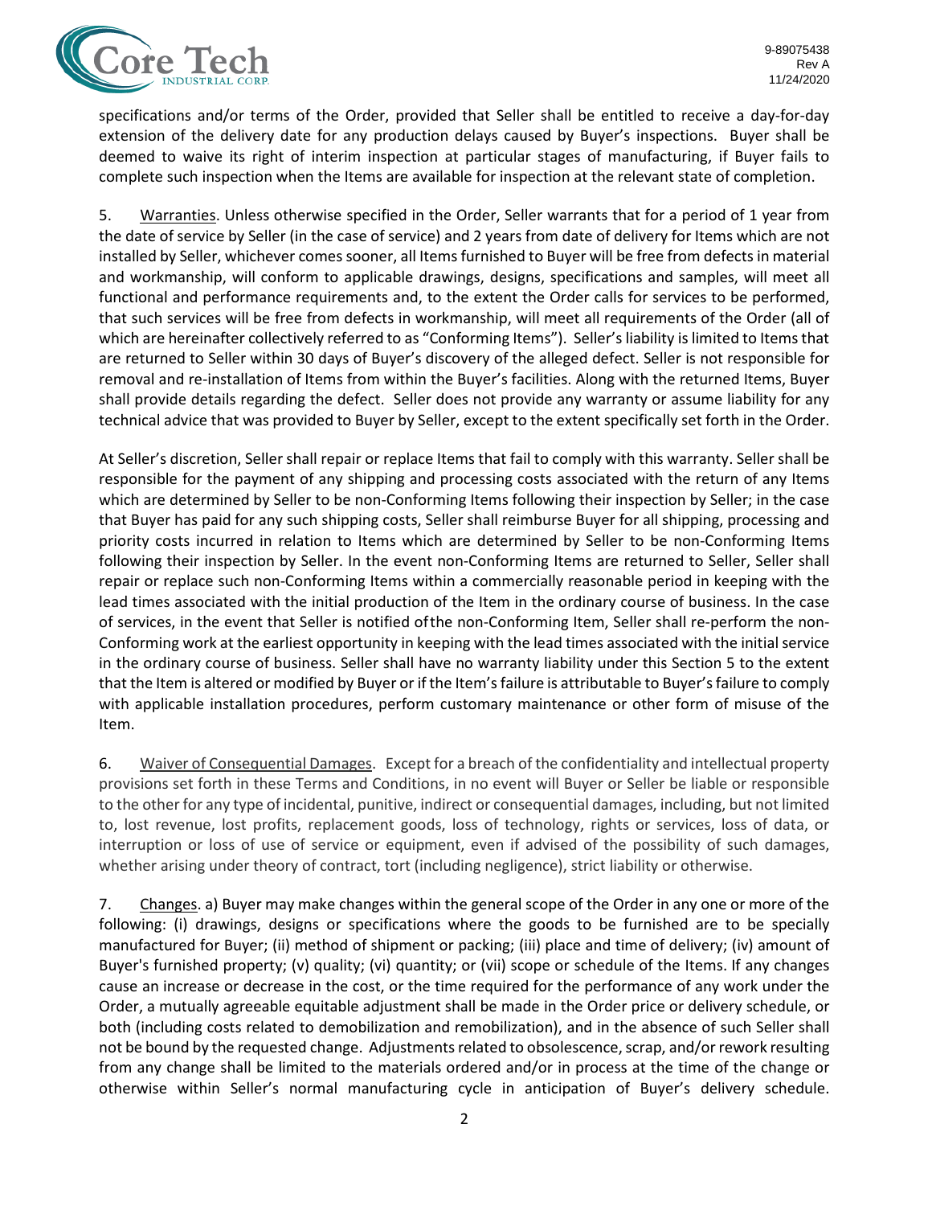specifications and/or terms of the Order, provided that Seller shall be entitled to receive a day-for-day extension of the delivery date for any production delays caused by Buyer's inspections. Buyer shall be deemed to waive its right of interim inspection at particular stages of manufacturing, if Buyer fails to complete such inspection when the Items are available for inspection at the relevant state of completion.

5. Warranties. Unless otherwise specified in the Order, Seller warrants that for a period of 1 year from the date of service by Seller (in the case of service) and 2 years from date of delivery for Items which are not installed by Seller, whichever comes sooner, all Items furnished to Buyer will be free from defects in material and workmanship, will conform to applicable drawings, designs, specifications and samples, will meet all functional and performance requirements and, to the extent the Order calls for services to be performed, that such services will be free from defects in workmanship, will meet all requirements of the Order (all of which are hereinafter collectively referred to as "Conforming Items"). Seller's liability is limited to Items that are returned to Seller within 30 days of Buyer's discovery of the alleged defect. Seller is not responsible for removal and re-installation of Items from within the Buyer's facilities. Along with the returned Items, Buyer shall provide details regarding the defect. Seller does not provide any warranty or assume liability for any technical advice that was provided to Buyer by Seller, except to the extent specifically set forth in the Order.

At Seller's discretion, Seller shall repair or replace Items that fail to comply with this warranty. Seller shall be responsible for the payment of any shipping and processing costs associated with the return of any Items which are determined by Seller to be non-Conforming Items following their inspection by Seller; in the case that Buyer has paid for any such shipping costs, Seller shall reimburse Buyer for all shipping, processing and priority costs incurred in relation to Items which are determined by Seller to be non-Conforming Items following their inspection by Seller. In the event non-Conforming Items are returned to Seller, Seller shall repair or replace such non-Conforming Items within a commercially reasonable period in keeping with the lead times associated with the initial production of the Item in the ordinary course of business. In the case of services, in the event that Seller is notified ofthe non-Conforming Item, Seller shall re-perform the non-Conforming work at the earliest opportunity in keeping with the lead times associated with the initial service in the ordinary course of business. Seller shall have no warranty liability under this Section 5 to the extent that the Item is altered or modified by Buyer or if the Item's failure is attributable to Buyer's failure to comply with applicable installation procedures, perform customary maintenance or other form of misuse of the Item.

6. Waiver of Consequential Damages. Except for a breach of the confidentiality and intellectual property provisions set forth in these Terms and Conditions, in no event will Buyer or Seller be liable or responsible to the other for any type of incidental, punitive, indirect or consequential damages, including, but not limited to, lost revenue, lost profits, replacement goods, loss of technology, rights or services, loss of data, or interruption or loss of use of service or equipment, even if advised of the possibility of such damages, whether arising under theory of contract, tort (including negligence), strict liability or otherwise.

7. Changes. a) Buyer may make changes within the general scope of the Order in any one or more of the following: (i) drawings, designs or specifications where the goods to be furnished are to be specially manufactured for Buyer; (ii) method of shipment or packing; (iii) place and time of delivery; (iv) amount of Buyer's furnished property; (v) quality; (vi) quantity; or (vii) scope or schedule of the Items. If any changes cause an increase or decrease in the cost, or the time required for the performance of any work under the Order, a mutually agreeable equitable adjustment shall be made in the Order price or delivery schedule, or both (including costs related to demobilization and remobilization), and in the absence of such Seller shall not be bound by the requested change. Adjustments related to obsolescence, scrap, and/or rework resulting from any change shall be limited to the materials ordered and/or in process at the time of the change or otherwise within Seller's normal manufacturing cycle in anticipation of Buyer's delivery schedule.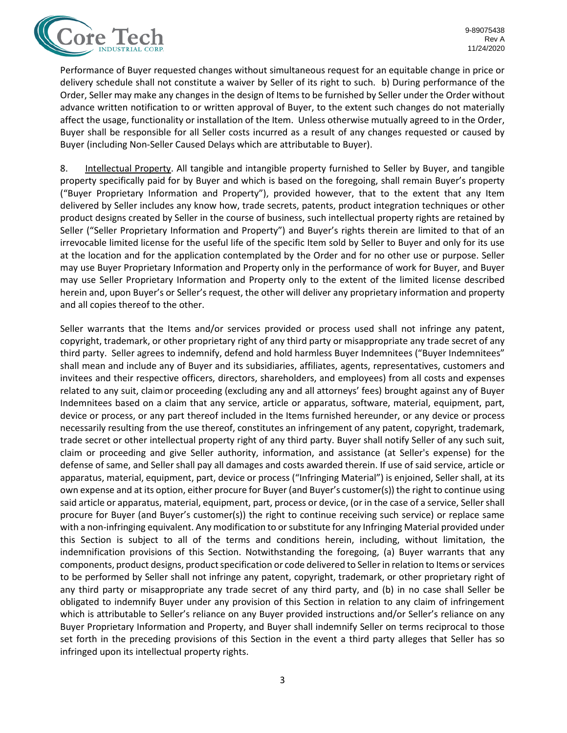Performance of Buyer requested changes without simultaneous request for an equitable change in price or delivery schedule shall not constitute a waiver by Seller of its right to such. b) During performance of the Order, Seller may make any changes in the design of Items to be furnished by Seller under the Order without advance written notification to or written approval of Buyer, to the extent such changes do not materially affect the usage, functionality or installation of the Item. Unless otherwise mutually agreed to in the Order, Buyer shall be responsible for all Seller costs incurred as a result of any changes requested or caused by Buyer (including Non-Seller Caused Delays which are attributable to Buyer).

8. Intellectual Property. All tangible and intangible property furnished to Seller by Buyer, and tangible property specifically paid for by Buyer and which is based on the foregoing, shall remain Buyer's property ("Buyer Proprietary Information and Property"), provided however, that to the extent that any Item delivered by Seller includes any know how, trade secrets, patents, product integration techniques or other product designs created by Seller in the course of business, such intellectual property rights are retained by Seller ("Seller Proprietary Information and Property") and Buyer's rights therein are limited to that of an irrevocable limited license for the useful life of the specific Item sold by Seller to Buyer and only for its use at the location and for the application contemplated by the Order and for no other use or purpose. Seller may use Buyer Proprietary Information and Property only in the performance of work for Buyer, and Buyer may use Seller Proprietary Information and Property only to the extent of the limited license described herein and, upon Buyer's or Seller's request, the other will deliver any proprietary information and property and all copies thereof to the other.

Seller warrants that the Items and/or services provided or process used shall not infringe any patent, copyright, trademark, or other proprietary right of any third party or misappropriate any trade secret of any third party. Seller agrees to indemnify, defend and hold harmless Buyer Indemnitees ("Buyer Indemnitees" shall mean and include any of Buyer and its subsidiaries, affiliates, agents, representatives, customers and invitees and their respective officers, directors, shareholders, and employees) from all costs and expenses related to any suit, claim or proceeding (excluding any and all attorneys' fees) brought against any of Buyer Indemnitees based on a claim that any service, article or apparatus, software, material, equipment, part, device or process, or any part thereof included in the Items furnished hereunder, or any device or process necessarily resulting from the use thereof, constitutes an infringement of any patent, copyright, trademark, trade secret or other intellectual property right of any third party. Buyer shall notify Seller of any such suit, claim or proceeding and give Seller authority, information, and assistance (at Seller's expense) for the defense of same, and Seller shall pay all damages and costs awarded therein. If use of said service, article or apparatus, material, equipment, part, device or process ("Infringing Material") is enjoined, Seller shall, at its own expense and at its option, either procure for Buyer (and Buyer's customer(s)) the right to continue using said article or apparatus, material, equipment, part, process or device, (or in the case of a service, Seller shall procure for Buyer (and Buyer's customer(s)) the right to continue receiving such service) or replace same with a non-infringing equivalent. Any modification to or substitute for any Infringing Material provided under this Section is subject to all of the terms and conditions herein, including, without limitation, the indemnification provisions of this Section. Notwithstanding the foregoing, (a) Buyer warrants that any components, product designs, product specification or code delivered to Seller in relation to Items or services to be performed by Seller shall not infringe any patent, copyright, trademark, or other proprietary right of any third party or misappropriate any trade secret of any third party, and (b) in no case shall Seller be obligated to indemnify Buyer under any provision of this Section in relation to any claim of infringement which is attributable to Seller's reliance on any Buyer provided instructions and/or Seller's reliance on any Buyer Proprietary Information and Property, and Buyer shall indemnify Seller on terms reciprocal to those set forth in the preceding provisions of this Section in the event a third party alleges that Seller has so infringed upon its intellectual property rights.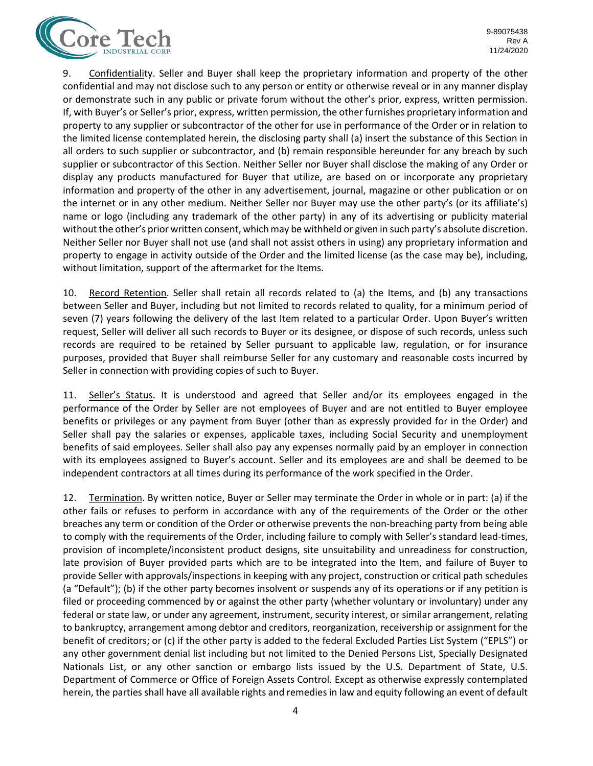9. Confidentiality. Seller and Buyer shall keep the proprietary information and property of the other confidential and may not disclose such to any person or entity or otherwise reveal or in any manner display or demonstrate such in any public or private forum without the other's prior, express, written permission. If, with Buyer's or Seller's prior, express, written permission, the other furnishes proprietary information and property to any supplier or subcontractor of the other for use in performance of the Order or in relation to the limited license contemplated herein, the disclosing party shall (a) insert the substance of this Section in all orders to such supplier or subcontractor, and (b) remain responsible hereunder for any breach by such supplier or subcontractor of this Section. Neither Seller nor Buyer shall disclose the making of any Order or display any products manufactured for Buyer that utilize, are based on or incorporate any proprietary information and property of the other in any advertisement, journal, magazine or other publication or on the internet or in any other medium. Neither Seller nor Buyer may use the other party's (or its affiliate's) name or logo (including any trademark of the other party) in any of its advertising or publicity material without the other's prior written consent, which may be withheld or given in such party's absolute discretion. Neither Seller nor Buyer shall not use (and shall not assist others in using) any proprietary information and property to engage in activity outside of the Order and the limited license (as the case may be), including, without limitation, support of the aftermarket for the Items.

10. Record Retention. Seller shall retain all records related to (a) the Items, and (b) any transactions between Seller and Buyer, including but not limited to records related to quality, for a minimum period of seven (7) years following the delivery of the last Item related to a particular Order. Upon Buyer's written request, Seller will deliver all such records to Buyer or its designee, or dispose of such records, unless such records are required to be retained by Seller pursuant to applicable law, regulation, or for insurance purposes, provided that Buyer shall reimburse Seller for any customary and reasonable costs incurred by Seller in connection with providing copies of such to Buyer.

11. Seller's Status. It is understood and agreed that Seller and/or its employees engaged in the performance of the Order by Seller are not employees of Buyer and are not entitled to Buyer employee benefits or privileges or any payment from Buyer (other than as expressly provided for in the Order) and Seller shall pay the salaries or expenses, applicable taxes, including Social Security and unemployment benefits of said employees. Seller shall also pay any expenses normally paid by an employer in connection with its employees assigned to Buyer's account. Seller and its employees are and shall be deemed to be independent contractors at all times during its performance of the work specified in the Order.

12. Termination. By written notice, Buyer or Seller may terminate the Order in whole or in part: (a) if the other fails or refuses to perform in accordance with any of the requirements of the Order or the other breaches any term or condition of the Order or otherwise prevents the non-breaching party from being able to comply with the requirements of the Order, including failure to comply with Seller's standard lead-times, provision of incomplete/inconsistent product designs, site unsuitability and unreadiness for construction, late provision of Buyer provided parts which are to be integrated into the Item, and failure of Buyer to provide Seller with approvals/inspections in keeping with any project, construction or critical path schedules (a "Default"); (b) if the other party becomes insolvent or suspends any of its operations or if any petition is filed or proceeding commenced by or against the other party (whether voluntary or involuntary) under any federal or state law, or under any agreement, instrument, security interest, or similar arrangement, relating to bankruptcy, arrangement among debtor and creditors, reorganization, receivership or assignment for the benefit of creditors; or (c) if the other party is added to the federal Excluded Parties List System ("EPLS") or any other government denial list including but not limited to the Denied Persons List, Specially Designated Nationals List, or any other sanction or embargo lists issued by the U.S. Department of State, U.S. Department of Commerce or Office of Foreign Assets Control. Except as otherwise expressly contemplated herein, the parties shall have all available rights and remedies in law and equity following an event of default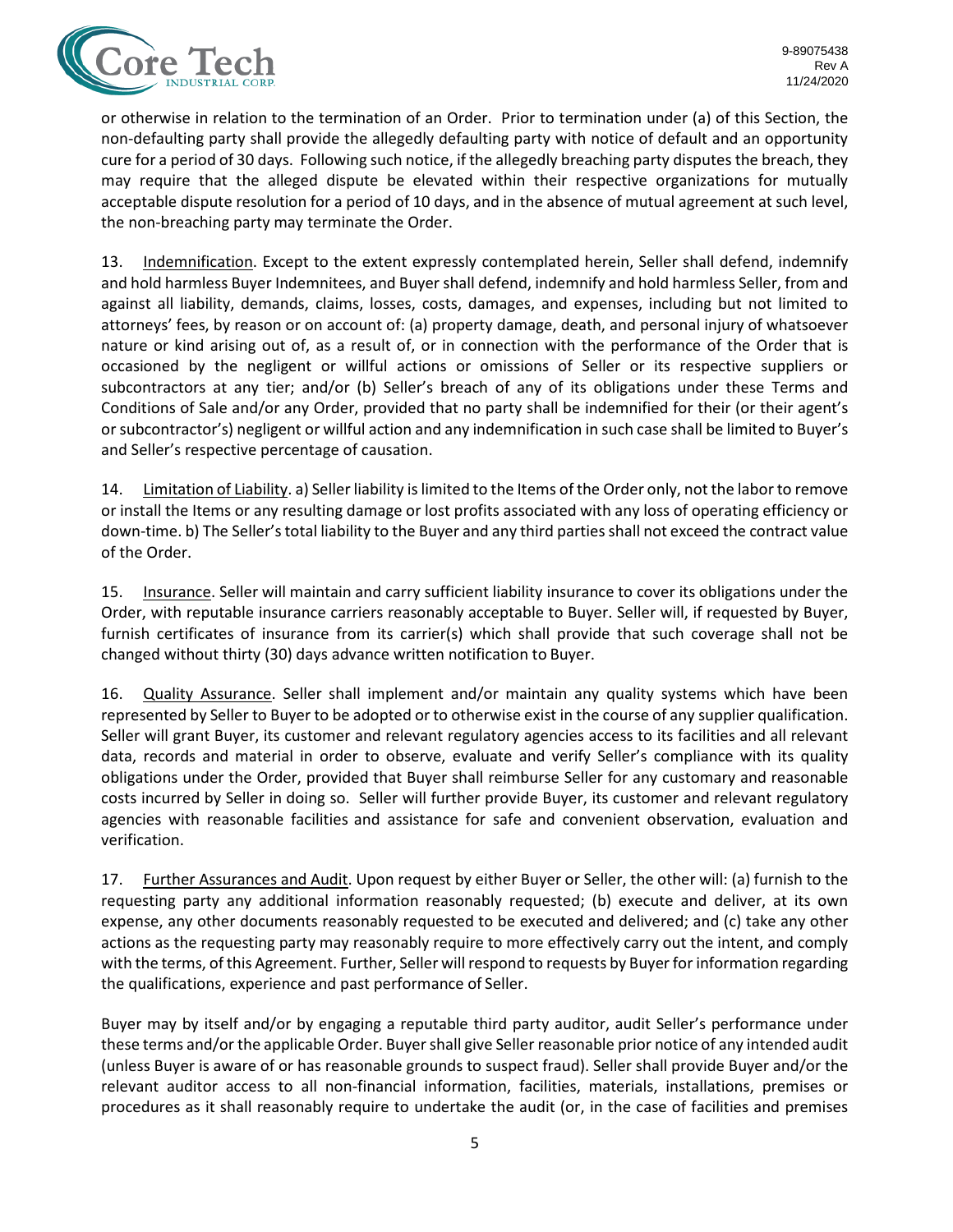or otherwise in relation to the termination of an Order. Prior to termination under (a) of this Section, the non-defaulting party shall provide the allegedly defaulting party with notice of default and an opportunity cure for a period of 30 days. Following such notice, if the allegedly breaching party disputes the breach, they may require that the alleged dispute be elevated within their respective organizations for mutually acceptable dispute resolution for a period of 10 days, and in the absence of mutual agreement at such level, the non-breaching party may terminate the Order.

13. Indemnification. Except to the extent expressly contemplated herein, Seller shall defend, indemnify and hold harmless Buyer Indemnitees, and Buyer shall defend, indemnify and hold harmless Seller, from and against all liability, demands, claims, losses, costs, damages, and expenses, including but not limited to attorneys' fees, by reason or on account of: (a) property damage, death, and personal injury of whatsoever nature or kind arising out of, as a result of, or in connection with the performance of the Order that is occasioned by the negligent or willful actions or omissions of Seller or its respective suppliers or subcontractors at any tier; and/or (b) Seller's breach of any of its obligations under these Terms and Conditions of Sale and/or any Order, provided that no party shall be indemnified for their (or their agent's or subcontractor's) negligent or willful action and any indemnification in such case shall be limited to Buyer's and Seller's respective percentage of causation.

14. Limitation of Liability. a) Seller liability is limited to the Items of the Order only, not the labor to remove or install the Items or any resulting damage or lost profits associated with any loss of operating efficiency or down-time. b) The Seller's total liability to the Buyer and any third parties shall not exceed the contract value of the Order.

15. Insurance. Seller will maintain and carry sufficient liability insurance to cover its obligations under the Order, with reputable insurance carriers reasonably acceptable to Buyer. Seller will, if requested by Buyer, furnish certificates of insurance from its carrier(s) which shall provide that such coverage shall not be changed without thirty (30) days advance written notification to Buyer.

16. Quality Assurance. Seller shall implement and/or maintain any quality systems which have been represented by Seller to Buyer to be adopted or to otherwise exist in the course of any supplier qualification. Seller will grant Buyer, its customer and relevant regulatory agencies access to its facilities and all relevant data, records and material in order to observe, evaluate and verify Seller's compliance with its quality obligations under the Order, provided that Buyer shall reimburse Seller for any customary and reasonable costs incurred by Seller in doing so. Seller will further provide Buyer, its customer and relevant regulatory agencies with reasonable facilities and assistance for safe and convenient observation, evaluation and verification.

17. Further Assurances and Audit. Upon request by either Buyer or Seller, the other will: (a) furnish to the requesting party any additional information reasonably requested; (b) execute and deliver, at its own expense, any other documents reasonably requested to be executed and delivered; and (c) take any other actions as the requesting party may reasonably require to more effectively carry out the intent, and comply with the terms, of this Agreement. Further, Seller will respond to requests by Buyer for information regarding the qualifications, experience and past performance of Seller.

Buyer may by itself and/or by engaging a reputable third party auditor, audit Seller's performance under these terms and/or the applicable Order. Buyer shall give Seller reasonable prior notice of any intended audit (unless Buyer is aware of or has reasonable grounds to suspect fraud). Seller shall provide Buyer and/or the relevant auditor access to all non-financial information, facilities, materials, installations, premises or procedures as it shall reasonably require to undertake the audit (or, in the case of facilities and premises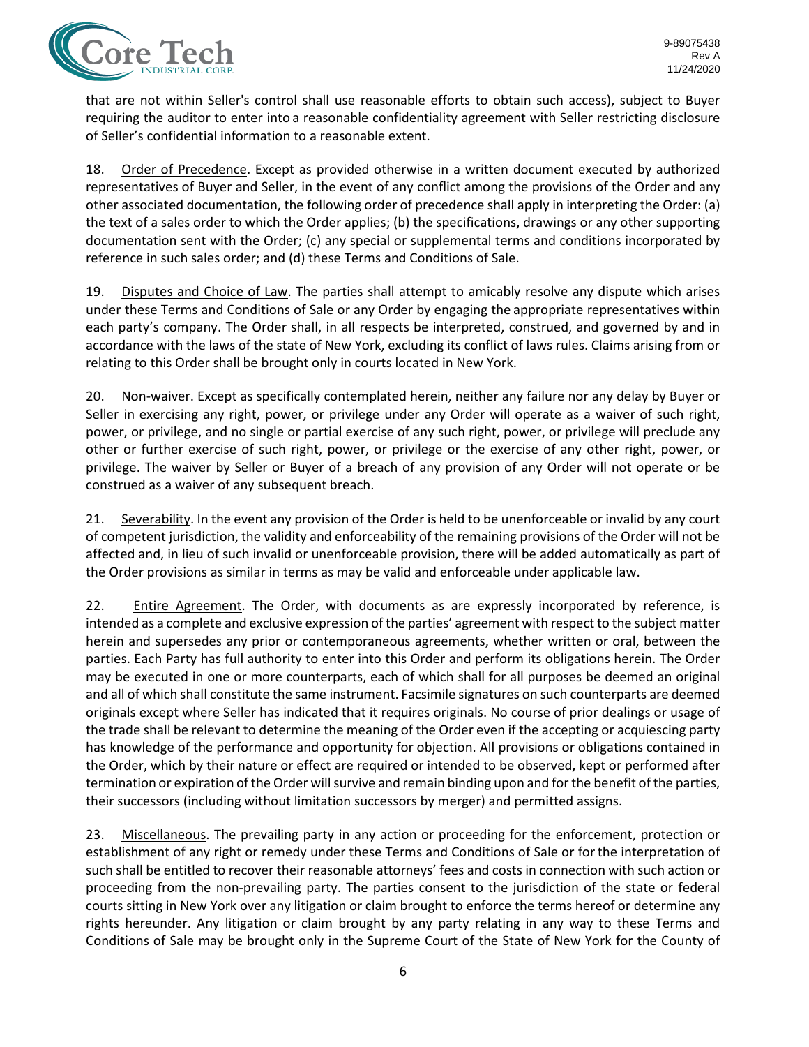that are not within Seller's control shall use reasonable efforts to obtain such access), subject to Buyer requiring the auditor to enter into a reasonable confidentiality agreement with Seller restricting disclosure of Seller's confidential information to a reasonable extent.

18. Order of Precedence. Except as provided otherwise in a written document executed by authorized representatives of Buyer and Seller, in the event of any conflict among the provisions of the Order and any other associated documentation, the following order of precedence shall apply in interpreting the Order: (a) the text of a sales order to which the Order applies; (b) the specifications, drawings or any other supporting documentation sent with the Order; (c) any special or supplemental terms and conditions incorporated by reference in such sales order; and (d) these Terms and Conditions of Sale.

19. Disputes and Choice of Law. The parties shall attempt to amicably resolve any dispute which arises under these Terms and Conditions of Sale or any Order by engaging the appropriate representatives within each party's company. The Order shall, in all respects be interpreted, construed, and governed by and in accordance with the laws of the state of New York, excluding its conflict of laws rules. Claims arising from or relating to this Order shall be brought only in courts located in New York.

20. Non-waiver. Except as specifically contemplated herein, neither any failure nor any delay by Buyer or Seller in exercising any right, power, or privilege under any Order will operate as a waiver of such right, power, or privilege, and no single or partial exercise of any such right, power, or privilege will preclude any other or further exercise of such right, power, or privilege or the exercise of any other right, power, or privilege. The waiver by Seller or Buyer of a breach of any provision of any Order will not operate or be construed as a waiver of any subsequent breach.

21. Severability. In the event any provision of the Order is held to be unenforceable or invalid by any court of competent jurisdiction, the validity and enforceability of the remaining provisions of the Order will not be affected and, in lieu of such invalid or unenforceable provision, there will be added automatically as part of the Order provisions as similar in terms as may be valid and enforceable under applicable law.

22. Entire Agreement. The Order, with documents as are expressly incorporated by reference, is intended as a complete and exclusive expression of the parties' agreement with respect to the subject matter herein and supersedes any prior or contemporaneous agreements, whether written or oral, between the parties. Each Party has full authority to enter into this Order and perform its obligations herein. The Order may be executed in one or more counterparts, each of which shall for all purposes be deemed an original and all of which shall constitute the same instrument. Facsimile signatures on such counterparts are deemed originals except where Seller has indicated that it requires originals. No course of prior dealings or usage of the trade shall be relevant to determine the meaning of the Order even if the accepting or acquiescing party has knowledge of the performance and opportunity for objection. All provisions or obligations contained in the Order, which by their nature or effect are required or intended to be observed, kept or performed after termination or expiration of the Order will survive and remain binding upon and for the benefit of the parties, their successors (including without limitation successors by merger) and permitted assigns.

23. Miscellaneous. The prevailing party in any action or proceeding for the enforcement, protection or establishment of any right or remedy under these Terms and Conditions of Sale or for the interpretation of such shall be entitled to recover their reasonable attorneys' fees and costs in connection with such action or proceeding from the non-prevailing party. The parties consent to the jurisdiction of the state or federal courts sitting in New York over any litigation or claim brought to enforce the terms hereof or determine any rights hereunder. Any litigation or claim brought by any party relating in any way to these Terms and Conditions of Sale may be brought only in the Supreme Court of the State of New York for the County of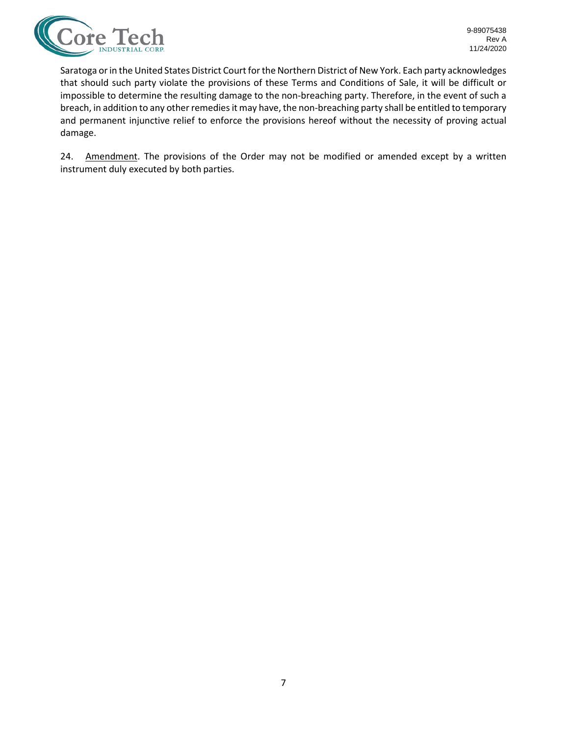Saratoga or in the United States District Court for the Northern District of New York. Each party acknowledges that should such party violate the provisions of these Terms and Conditions of Sale, it will be difficult or impossible to determine the resulting damage to the non-breaching party. Therefore, in the event of such a breach, in addition to any other remedies it may have, the non-breaching party shall be entitled to temporary and permanent injunctive relief to enforce the provisions hereof without the necessity of proving actual damage.

24. Amendment. The provisions of the Order may not be modified or amended except by a written instrument duly executed by both parties.